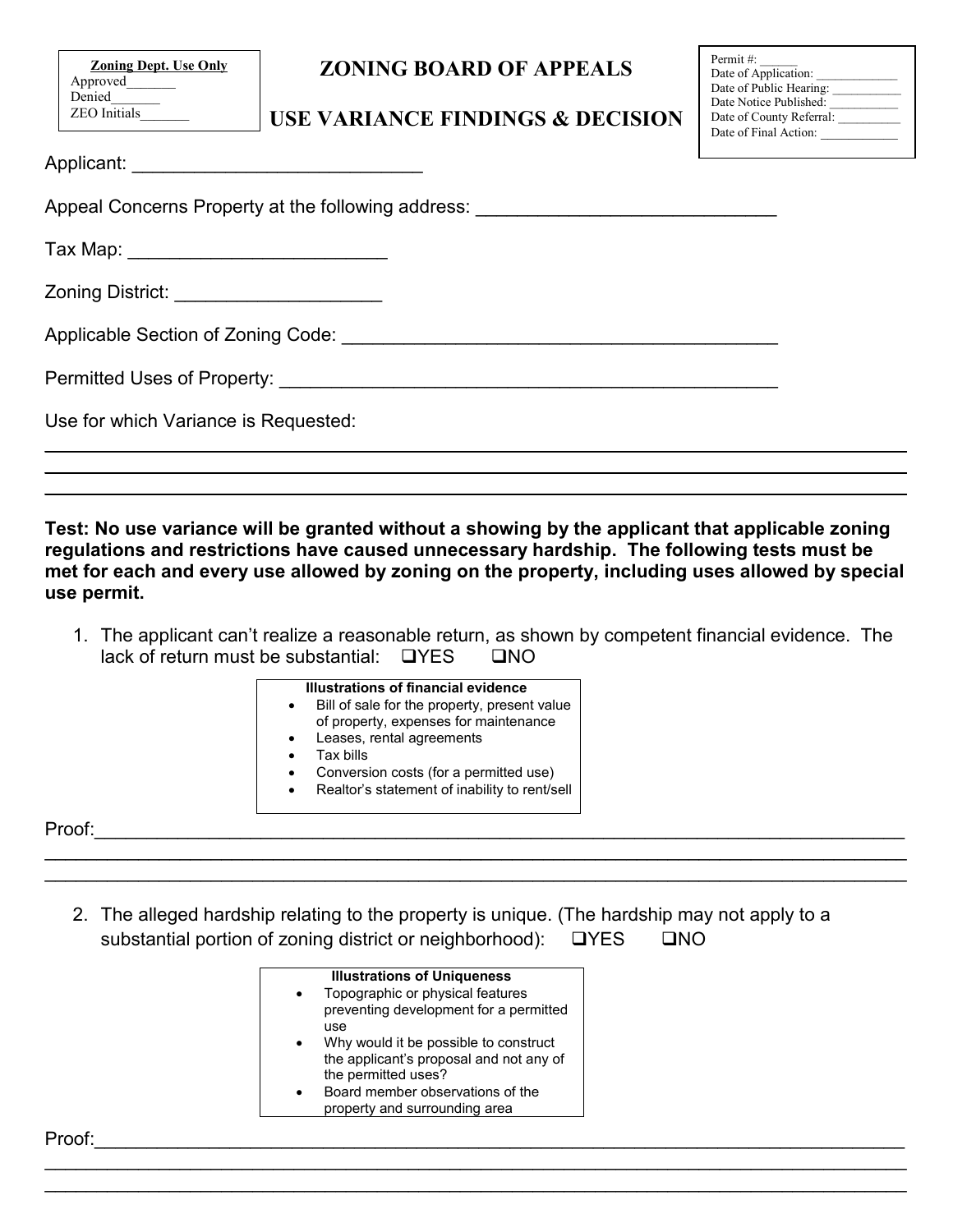| Zoning Dept. Use Only |
|---|
| Approved_______ |
| Denied_______ |
| ZEO Initials_______ |

# ZONING BOARD OF APPEALS

# USE VARIANCE FINDINGS & DECISION

| |
|---|
| Permit #: ______ |
| Date of Application: ____________ |
| Date of Public Hearing: ___________ |
| Date Notice Published: ___________ |
| Date of County Referral: __________ |
| Date of Final Action: ____________ |

Applicant: ___________________________

Appeal Concerns Property at the following address: ____________________________

Tax Map: ________________________

Zoning District: ___________________

Applicable Section of Zoning Code: _________________________________________

Permitted Uses of Property: _______________________________________________

Use for which Variance is Requested:

______________________________________________________________________________

______________________________________________________________________________

______________________________________________________________________________

**Test: No use variance will be granted without a showing by the applicant that applicable zoning regulations and restrictions have caused unnecessary hardship. The following tests must be met for each and every use allowed by zoning on the property, including uses allowed by special use permit.**

1. The applicant can't realize a reasonable return, as shown by competent financial evidence. The lack of return must be substantial: ❑YES ❑NO

**Illustrations of financial evidence**
- Bill of sale for the property, present value of property, expenses for maintenance
- Leases, rental agreements
- Tax bills
- Conversion costs (for a permitted use)
- Realtor's statement of inability to rent/sell

Proof:_________________________________________________________________________

______________________________________________________________________________

______________________________________________________________________________

2. The alleged hardship relating to the property is unique. (The hardship may not apply to a substantial portion of zoning district or neighborhood): ❑YES ❑NO

**Illustrations of Uniqueness**
- Topographic or physical features preventing development for a permitted use
- Why would it be possible to construct the applicant's proposal and not any of the permitted uses?
- Board member observations of the property and surrounding area

Proof:_________________________________________________________________________

______________________________________________________________________________

______________________________________________________________________________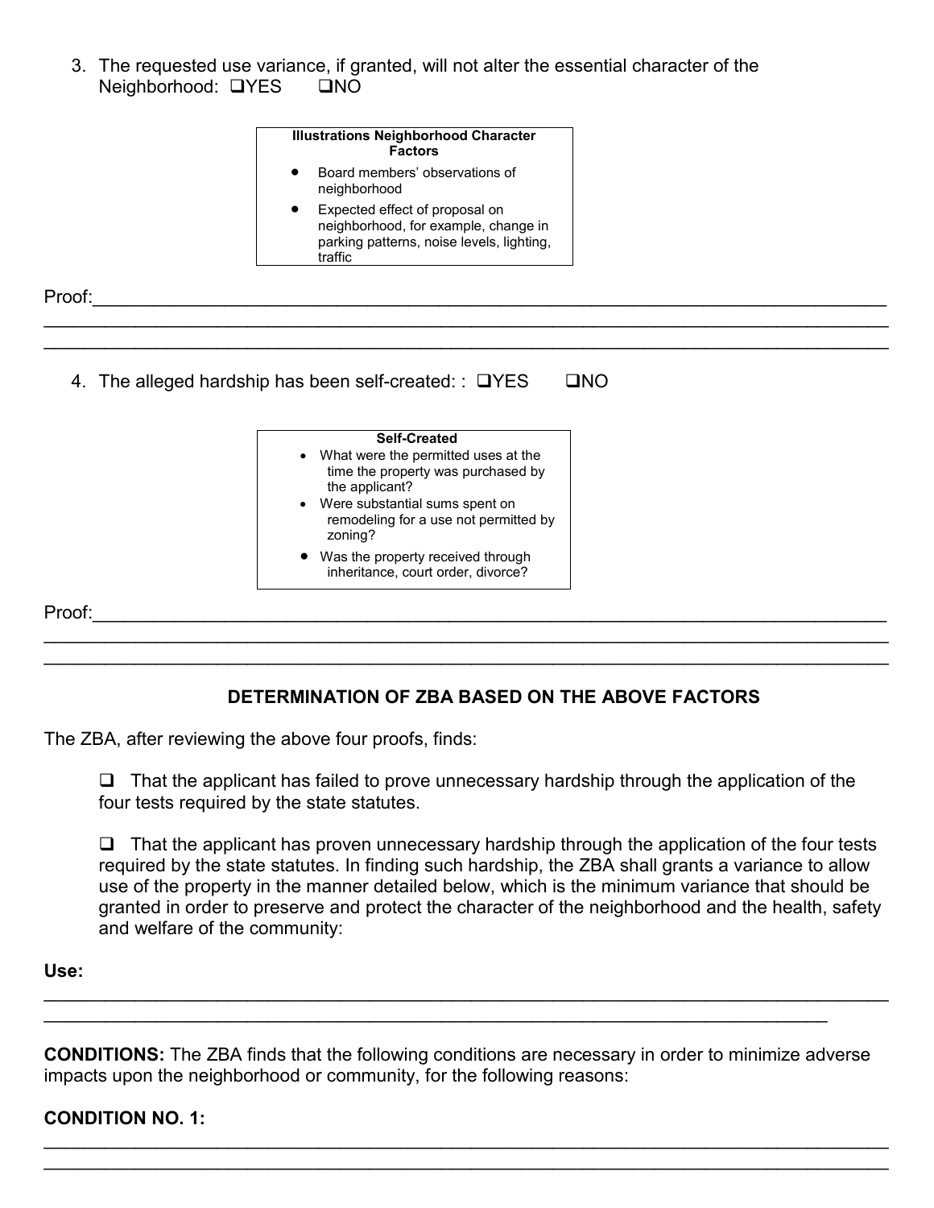3. The requested use variance, if granted, will not alter the essential character of the Neighborhood: ❑YES ❑NO

> **Illustrations Neighborhood Character Factors**
> - Board members' observations of neighborhood
> - Expected effect of proposal on neighborhood, for example, change in parking patterns, noise levels, lighting, traffic

Proof:\_\_\_\_\_\_\_\_\_\_\_\_\_\_\_\_\_\_\_\_\_\_\_\_\_\_\_\_\_\_\_\_\_\_\_\_\_\_\_\_\_\_\_\_\_\_\_\_\_\_\_\_\_\_\_\_\_\_\_\_\_\_\_\_\_\_\_\_\_\_\_\_\_\_\_\_

\_\_\_\_\_\_\_\_\_\_\_\_\_\_\_\_\_\_\_\_\_\_\_\_\_\_\_\_\_\_\_\_\_\_\_\_\_\_\_\_\_\_\_\_\_\_\_\_\_\_\_\_\_\_\_\_\_\_\_\_\_\_\_\_\_\_\_\_\_\_\_\_\_\_\_\_\_\_\_\_

\_\_\_\_\_\_\_\_\_\_\_\_\_\_\_\_\_\_\_\_\_\_\_\_\_\_\_\_\_\_\_\_\_\_\_\_\_\_\_\_\_\_\_\_\_\_\_\_\_\_\_\_\_\_\_\_\_\_\_\_\_\_\_\_\_\_\_\_\_\_\_\_\_\_\_\_\_\_\_\_

4. The alleged hardship has been self-created: : ❑YES ❑NO

> **Self-Created**
> - What were the permitted uses at the time the property was purchased by the applicant?
> - Were substantial sums spent on remodeling for a use not permitted by zoning?
> - Was the property received through inheritance, court order, divorce?

Proof:\_\_\_\_\_\_\_\_\_\_\_\_\_\_\_\_\_\_\_\_\_\_\_\_\_\_\_\_\_\_\_\_\_\_\_\_\_\_\_\_\_\_\_\_\_\_\_\_\_\_\_\_\_\_\_\_\_\_\_\_\_\_\_\_\_\_\_\_\_\_\_\_\_\_\_\_

\_\_\_\_\_\_\_\_\_\_\_\_\_\_\_\_\_\_\_\_\_\_\_\_\_\_\_\_\_\_\_\_\_\_\_\_\_\_\_\_\_\_\_\_\_\_\_\_\_\_\_\_\_\_\_\_\_\_\_\_\_\_\_\_\_\_\_\_\_\_\_\_\_\_\_\_\_\_\_\_

\_\_\_\_\_\_\_\_\_\_\_\_\_\_\_\_\_\_\_\_\_\_\_\_\_\_\_\_\_\_\_\_\_\_\_\_\_\_\_\_\_\_\_\_\_\_\_\_\_\_\_\_\_\_\_\_\_\_\_\_\_\_\_\_\_\_\_\_\_\_\_\_\_\_\_\_\_\_\_\_

## DETERMINATION OF ZBA BASED ON THE ABOVE FACTORS

The ZBA, after reviewing the above four proofs, finds:

❑ That the applicant has failed to prove unnecessary hardship through the application of the four tests required by the state statutes.

❑ That the applicant has proven unnecessary hardship through the application of the four tests required by the state statutes. In finding such hardship, the ZBA shall grants a variance to allow use of the property in the manner detailed below, which is the minimum variance that should be granted in order to preserve and protect the character of the neighborhood and the health, safety and welfare of the community:

**Use:**

\_\_\_\_\_\_\_\_\_\_\_\_\_\_\_\_\_\_\_\_\_\_\_\_\_\_\_\_\_\_\_\_\_\_\_\_\_\_\_\_\_\_\_\_\_\_\_\_\_\_\_\_\_\_\_\_\_\_\_\_\_\_\_\_\_\_\_\_\_\_\_\_\_\_\_\_\_\_\_\_

\_\_\_\_\_\_\_\_\_\_\_\_\_\_\_\_\_\_\_\_\_\_\_\_\_\_\_\_\_\_\_\_\_\_\_\_\_\_\_\_\_\_\_\_\_\_\_\_\_\_\_\_\_\_\_\_\_\_\_\_\_\_\_\_\_\_\_\_\_\_\_\_\_\_\_\_

**CONDITIONS:** The ZBA finds that the following conditions are necessary in order to minimize adverse impacts upon the neighborhood or community, for the following reasons:

**CONDITION NO. 1:**

\_\_\_\_\_\_\_\_\_\_\_\_\_\_\_\_\_\_\_\_\_\_\_\_\_\_\_\_\_\_\_\_\_\_\_\_\_\_\_\_\_\_\_\_\_\_\_\_\_\_\_\_\_\_\_\_\_\_\_\_\_\_\_\_\_\_\_\_\_\_\_\_\_\_\_\_\_\_\_\_

\_\_\_\_\_\_\_\_\_\_\_\_\_\_\_\_\_\_\_\_\_\_\_\_\_\_\_\_\_\_\_\_\_\_\_\_\_\_\_\_\_\_\_\_\_\_\_\_\_\_\_\_\_\_\_\_\_\_\_\_\_\_\_\_\_\_\_\_\_\_\_\_\_\_\_\_\_\_\_\_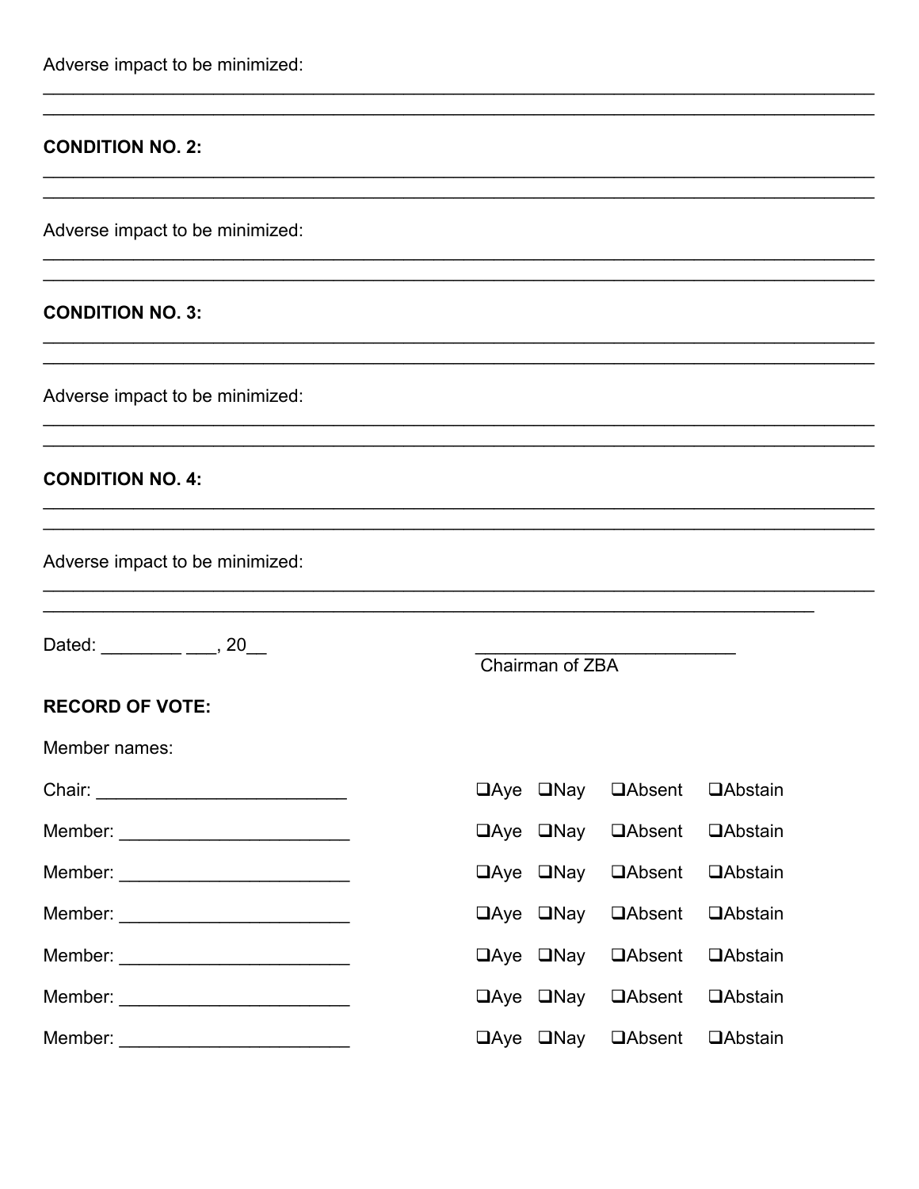Adverse impact to be minimized:

______________________________________________________________________________
______________________________________________________________________________

**CONDITION NO. 2:**

______________________________________________________________________________
______________________________________________________________________________

Adverse impact to be minimized:

______________________________________________________________________________
______________________________________________________________________________

**CONDITION NO. 3:**

______________________________________________________________________________
______________________________________________________________________________

Adverse impact to be minimized:

______________________________________________________________________________
______________________________________________________________________________

**CONDITION NO. 4:**

______________________________________________________________________________
______________________________________________________________________________

Adverse impact to be minimized:

______________________________________________________________________________
_________________________________________________________________________

Dated: ________ ___, 20__

__________________________
Chairman of ZBA

**RECORD OF VOTE:**

Member names:

| | | | | |
|---|---|---|---|---|
| Chair: _________________________ | ❑Aye | ❑Nay | ❑Absent | ❑Abstain |
| Member: _______________________ | ❑Aye | ❑Nay | ❑Absent | ❑Abstain |
| Member: _______________________ | ❑Aye | ❑Nay | ❑Absent | ❑Abstain |
| Member: _______________________ | ❑Aye | ❑Nay | ❑Absent | ❑Abstain |
| Member: _______________________ | ❑Aye | ❑Nay | ❑Absent | ❑Abstain |
| Member: _______________________ | ❑Aye | ❑Nay | ❑Absent | ❑Abstain |
| Member: _______________________ | ❑Aye | ❑Nay | ❑Absent | ❑Abstain |